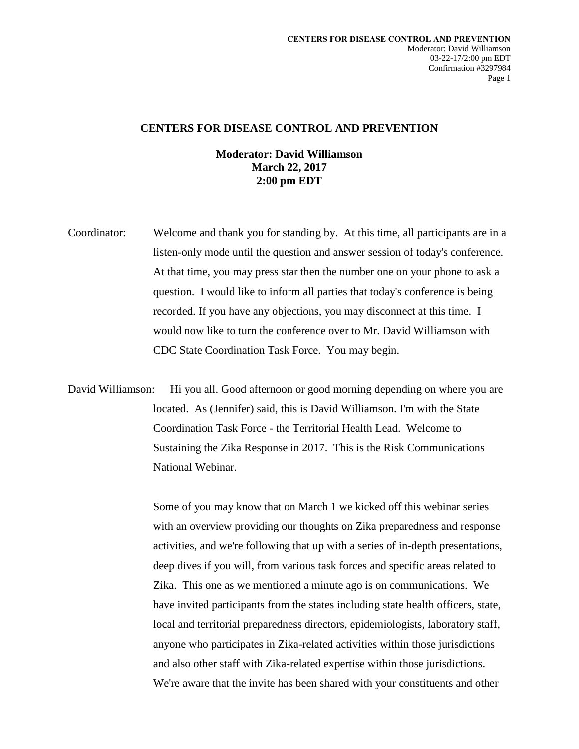# CENTERS FOR DISEASE CONTROL AND PREVENTION

**Moderator: David Williamson**
**March 22, 2017**
**2:00 pm EDT**

Coordinator: Welcome and thank you for standing by. At this time, all participants are in a listen-only mode until the question and answer session of today's conference. At that time, you may press star then the number one on your phone to ask a question. I would like to inform all parties that today's conference is being recorded. If you have any objections, you may disconnect at this time. I would now like to turn the conference over to Mr. David Williamson with CDC State Coordination Task Force. You may begin.

David Williamson: Hi you all. Good afternoon or good morning depending on where you are located. As (Jennifer) said, this is David Williamson. I'm with the State Coordination Task Force - the Territorial Health Lead. Welcome to Sustaining the Zika Response in 2017. This is the Risk Communications National Webinar.

Some of you may know that on March 1 we kicked off this webinar series with an overview providing our thoughts on Zika preparedness and response activities, and we're following that up with a series of in-depth presentations, deep dives if you will, from various task forces and specific areas related to Zika. This one as we mentioned a minute ago is on communications. We have invited participants from the states including state health officers, state, local and territorial preparedness directors, epidemiologists, laboratory staff, anyone who participates in Zika-related activities within those jurisdictions and also other staff with Zika-related expertise within those jurisdictions. We're aware that the invite has been shared with your constituents and other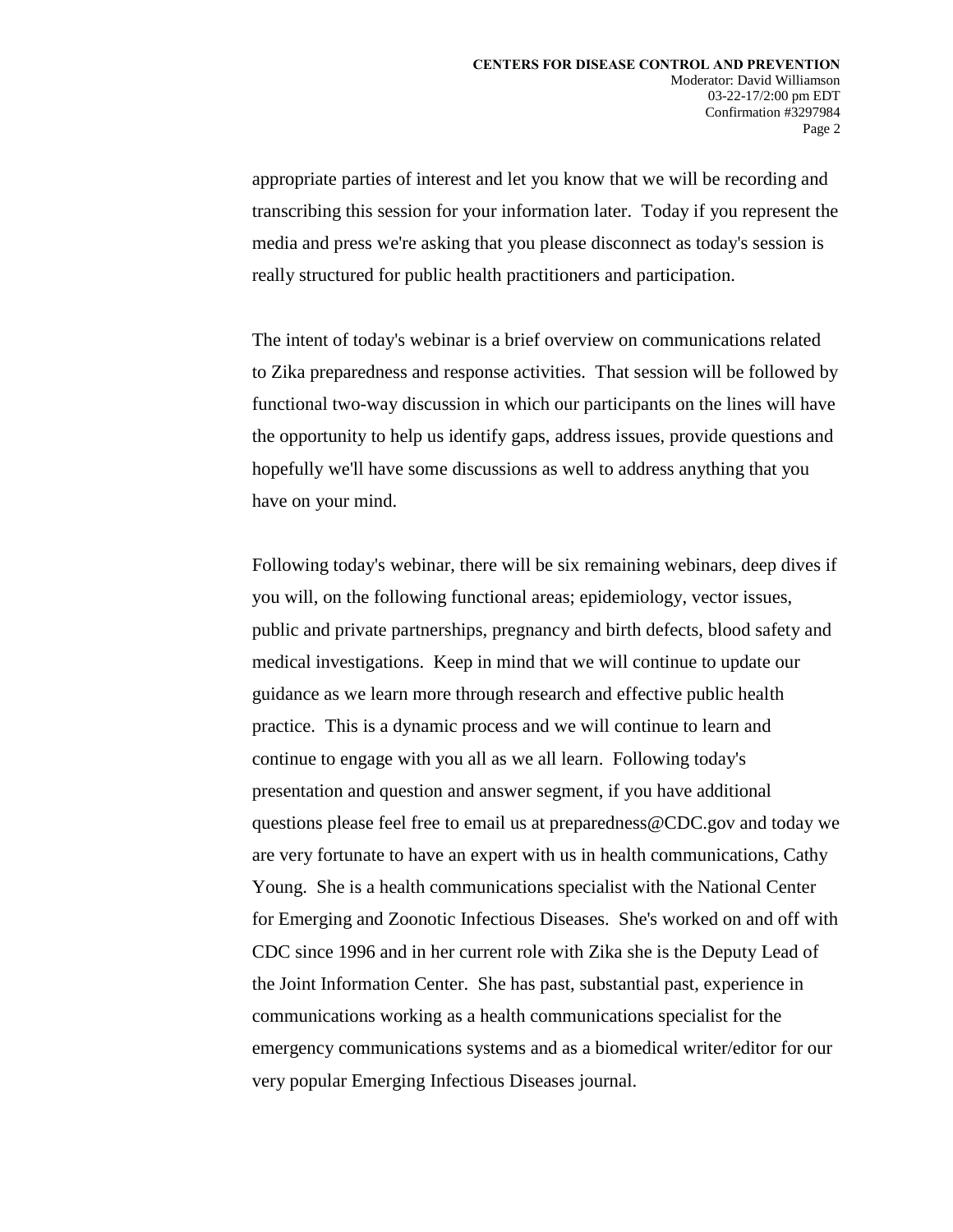appropriate parties of interest and let you know that we will be recording and transcribing this session for your information later. Today if you represent the media and press we're asking that you please disconnect as today's session is really structured for public health practitioners and participation.

The intent of today's webinar is a brief overview on communications related to Zika preparedness and response activities. That session will be followed by functional two-way discussion in which our participants on the lines will have the opportunity to help us identify gaps, address issues, provide questions and hopefully we'll have some discussions as well to address anything that you have on your mind.

Following today's webinar, there will be six remaining webinars, deep dives if you will, on the following functional areas; epidemiology, vector issues, public and private partnerships, pregnancy and birth defects, blood safety and medical investigations. Keep in mind that we will continue to update our guidance as we learn more through research and effective public health practice. This is a dynamic process and we will continue to learn and continue to engage with you all as we all learn. Following today's presentation and question and answer segment, if you have additional questions please feel free to email us at preparedness@CDC.gov and today we are very fortunate to have an expert with us in health communications, Cathy Young. She is a health communications specialist with the National Center for Emerging and Zoonotic Infectious Diseases. She's worked on and off with CDC since 1996 and in her current role with Zika she is the Deputy Lead of the Joint Information Center. She has past, substantial past, experience in communications working as a health communications specialist for the emergency communications systems and as a biomedical writer/editor for our very popular Emerging Infectious Diseases journal.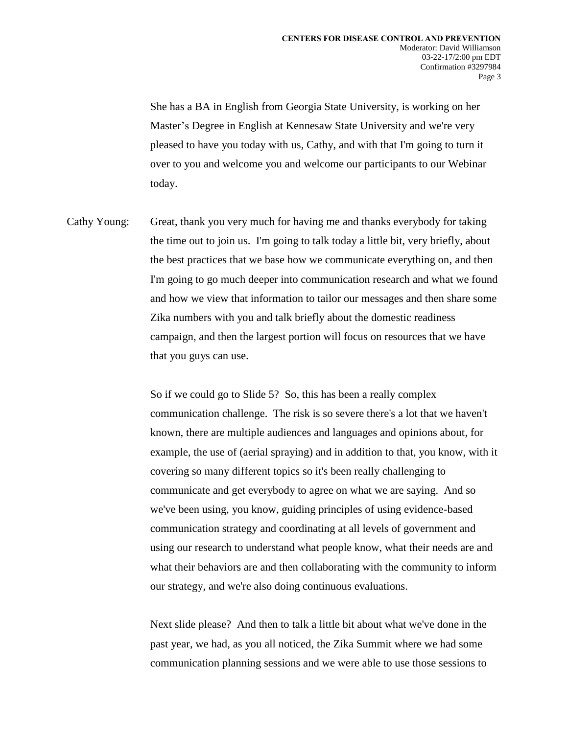She has a BA in English from Georgia State University, is working on her Master's Degree in English at Kennesaw State University and we're very pleased to have you today with us, Cathy, and with that I'm going to turn it over to you and welcome you and welcome our participants to our Webinar today.

Cathy Young: Great, thank you very much for having me and thanks everybody for taking the time out to join us. I'm going to talk today a little bit, very briefly, about the best practices that we base how we communicate everything on, and then I'm going to go much deeper into communication research and what we found and how we view that information to tailor our messages and then share some Zika numbers with you and talk briefly about the domestic readiness campaign, and then the largest portion will focus on resources that we have that you guys can use.

So if we could go to Slide 5? So, this has been a really complex communication challenge. The risk is so severe there's a lot that we haven't known, there are multiple audiences and languages and opinions about, for example, the use of (aerial spraying) and in addition to that, you know, with it covering so many different topics so it's been really challenging to communicate and get everybody to agree on what we are saying. And so we've been using, you know, guiding principles of using evidence-based communication strategy and coordinating at all levels of government and using our research to understand what people know, what their needs are and what their behaviors are and then collaborating with the community to inform our strategy, and we're also doing continuous evaluations.

Next slide please? And then to talk a little bit about what we've done in the past year, we had, as you all noticed, the Zika Summit where we had some communication planning sessions and we were able to use those sessions to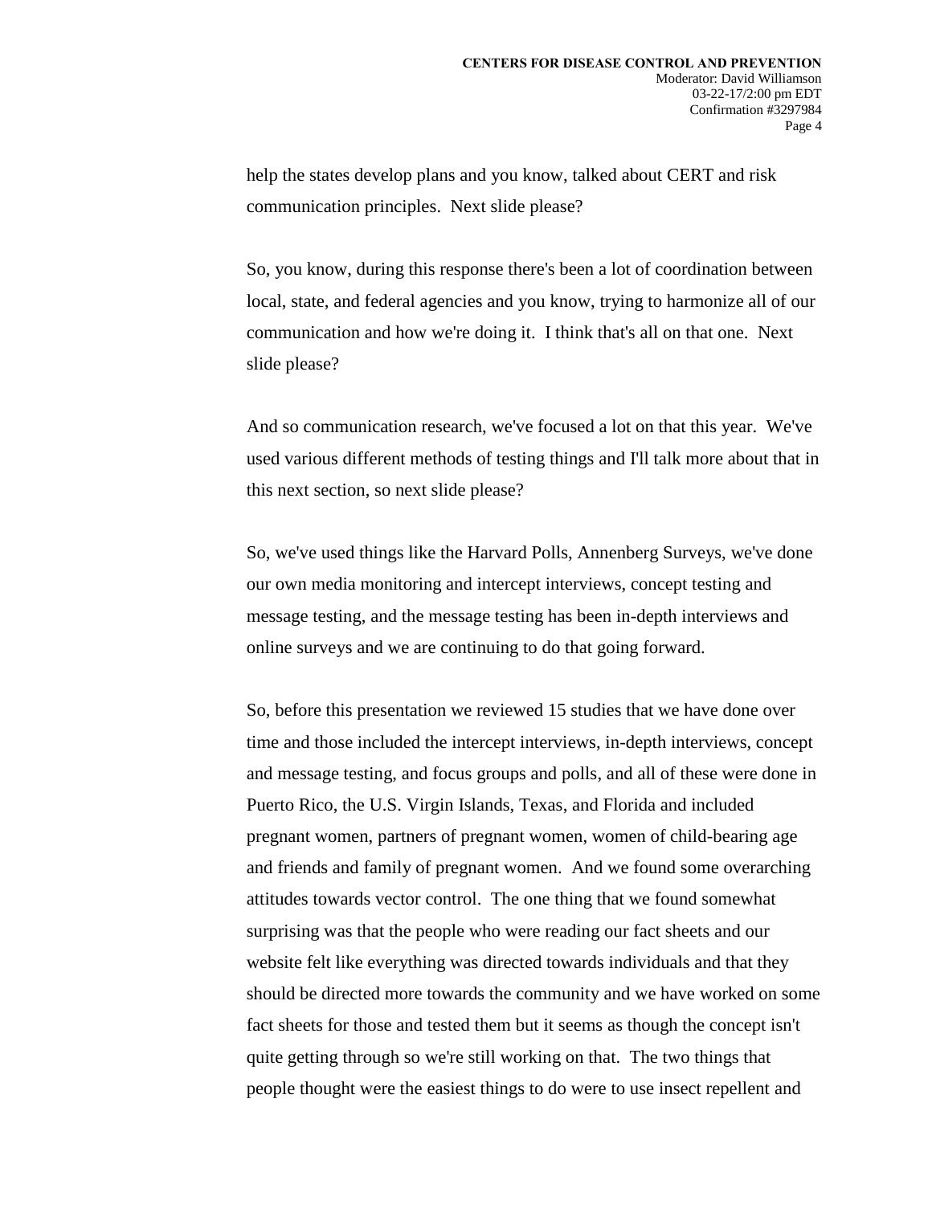help the states develop plans and you know, talked about CERT and risk communication principles. Next slide please?

So, you know, during this response there's been a lot of coordination between local, state, and federal agencies and you know, trying to harmonize all of our communication and how we're doing it. I think that's all on that one. Next slide please?

And so communication research, we've focused a lot on that this year. We've used various different methods of testing things and I'll talk more about that in this next section, so next slide please?

So, we've used things like the Harvard Polls, Annenberg Surveys, we've done our own media monitoring and intercept interviews, concept testing and message testing, and the message testing has been in-depth interviews and online surveys and we are continuing to do that going forward.

So, before this presentation we reviewed 15 studies that we have done over time and those included the intercept interviews, in-depth interviews, concept and message testing, and focus groups and polls, and all of these were done in Puerto Rico, the U.S. Virgin Islands, Texas, and Florida and included pregnant women, partners of pregnant women, women of child-bearing age and friends and family of pregnant women. And we found some overarching attitudes towards vector control. The one thing that we found somewhat surprising was that the people who were reading our fact sheets and our website felt like everything was directed towards individuals and that they should be directed more towards the community and we have worked on some fact sheets for those and tested them but it seems as though the concept isn't quite getting through so we're still working on that. The two things that people thought were the easiest things to do were to use insect repellent and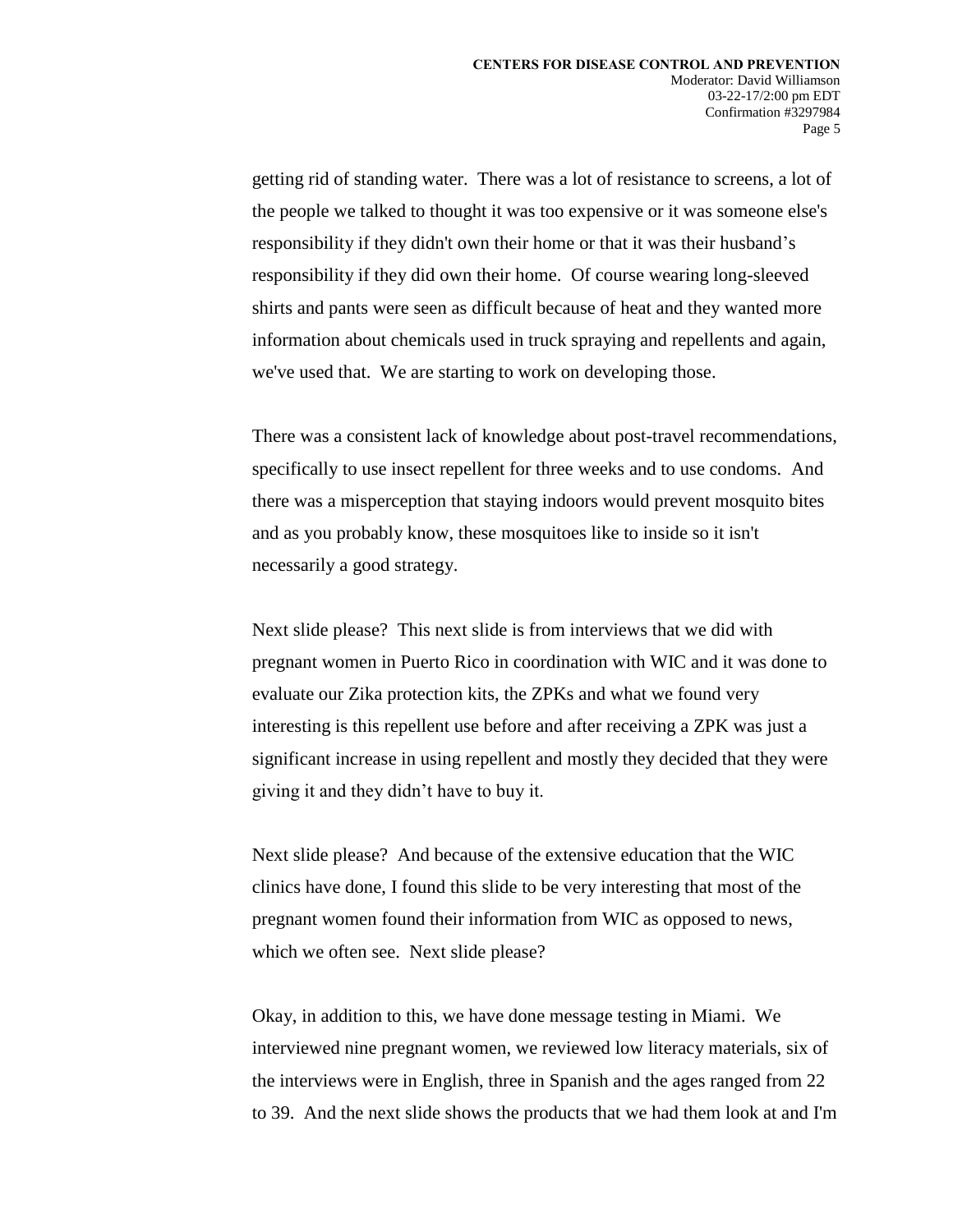getting rid of standing water. There was a lot of resistance to screens, a lot of the people we talked to thought it was too expensive or it was someone else's responsibility if they didn't own their home or that it was their husband's responsibility if they did own their home. Of course wearing long-sleeved shirts and pants were seen as difficult because of heat and they wanted more information about chemicals used in truck spraying and repellents and again, we've used that. We are starting to work on developing those.

There was a consistent lack of knowledge about post-travel recommendations, specifically to use insect repellent for three weeks and to use condoms. And there was a misperception that staying indoors would prevent mosquito bites and as you probably know, these mosquitoes like to inside so it isn't necessarily a good strategy.

Next slide please? This next slide is from interviews that we did with pregnant women in Puerto Rico in coordination with WIC and it was done to evaluate our Zika protection kits, the ZPKs and what we found very interesting is this repellent use before and after receiving a ZPK was just a significant increase in using repellent and mostly they decided that they were giving it and they didn't have to buy it.

Next slide please? And because of the extensive education that the WIC clinics have done, I found this slide to be very interesting that most of the pregnant women found their information from WIC as opposed to news, which we often see. Next slide please?

Okay, in addition to this, we have done message testing in Miami. We interviewed nine pregnant women, we reviewed low literacy materials, six of the interviews were in English, three in Spanish and the ages ranged from 22 to 39. And the next slide shows the products that we had them look at and I'm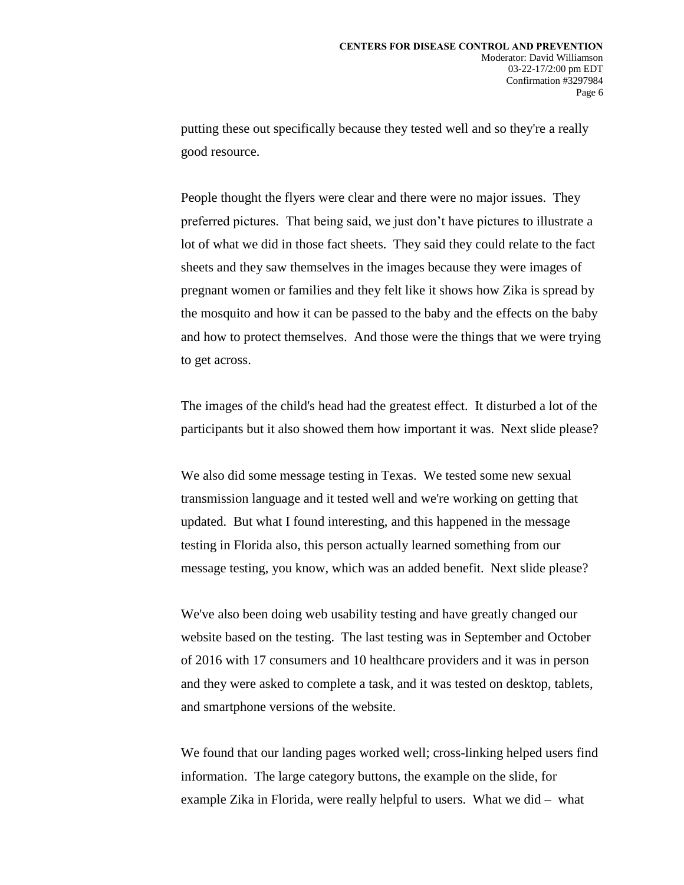putting these out specifically because they tested well and so they're a really good resource.

People thought the flyers were clear and there were no major issues. They preferred pictures. That being said, we just don't have pictures to illustrate a lot of what we did in those fact sheets. They said they could relate to the fact sheets and they saw themselves in the images because they were images of pregnant women or families and they felt like it shows how Zika is spread by the mosquito and how it can be passed to the baby and the effects on the baby and how to protect themselves. And those were the things that we were trying to get across.

The images of the child's head had the greatest effect. It disturbed a lot of the participants but it also showed them how important it was. Next slide please?

We also did some message testing in Texas. We tested some new sexual transmission language and it tested well and we're working on getting that updated. But what I found interesting, and this happened in the message testing in Florida also, this person actually learned something from our message testing, you know, which was an added benefit. Next slide please?

We've also been doing web usability testing and have greatly changed our website based on the testing. The last testing was in September and October of 2016 with 17 consumers and 10 healthcare providers and it was in person and they were asked to complete a task, and it was tested on desktop, tablets, and smartphone versions of the website.

We found that our landing pages worked well; cross-linking helped users find information. The large category buttons, the example on the slide, for example Zika in Florida, were really helpful to users. What we did – what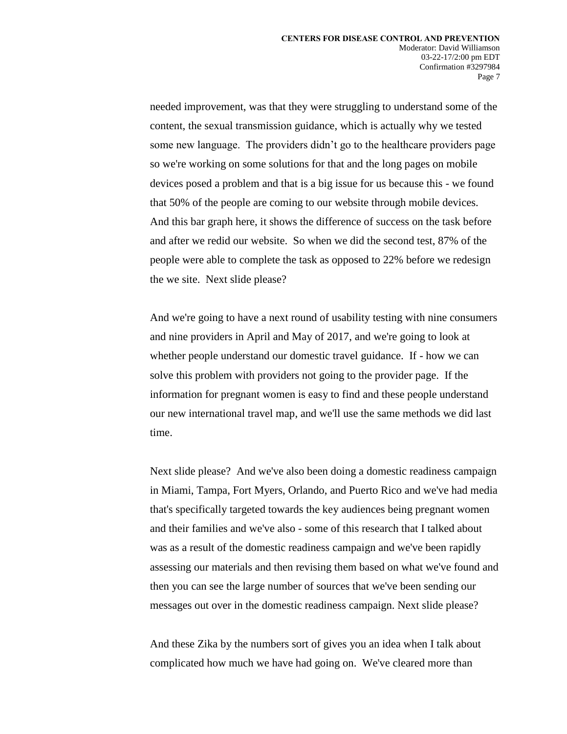needed improvement, was that they were struggling to understand some of the content, the sexual transmission guidance, which is actually why we tested some new language. The providers didn't go to the healthcare providers page so we're working on some solutions for that and the long pages on mobile devices posed a problem and that is a big issue for us because this - we found that 50% of the people are coming to our website through mobile devices. And this bar graph here, it shows the difference of success on the task before and after we redid our website. So when we did the second test, 87% of the people were able to complete the task as opposed to 22% before we redesign the we site. Next slide please?

And we're going to have a next round of usability testing with nine consumers and nine providers in April and May of 2017, and we're going to look at whether people understand our domestic travel guidance. If - how we can solve this problem with providers not going to the provider page. If the information for pregnant women is easy to find and these people understand our new international travel map, and we'll use the same methods we did last time.

Next slide please? And we've also been doing a domestic readiness campaign in Miami, Tampa, Fort Myers, Orlando, and Puerto Rico and we've had media that's specifically targeted towards the key audiences being pregnant women and their families and we've also - some of this research that I talked about was as a result of the domestic readiness campaign and we've been rapidly assessing our materials and then revising them based on what we've found and then you can see the large number of sources that we've been sending our messages out over in the domestic readiness campaign. Next slide please?

And these Zika by the numbers sort of gives you an idea when I talk about complicated how much we have had going on. We've cleared more than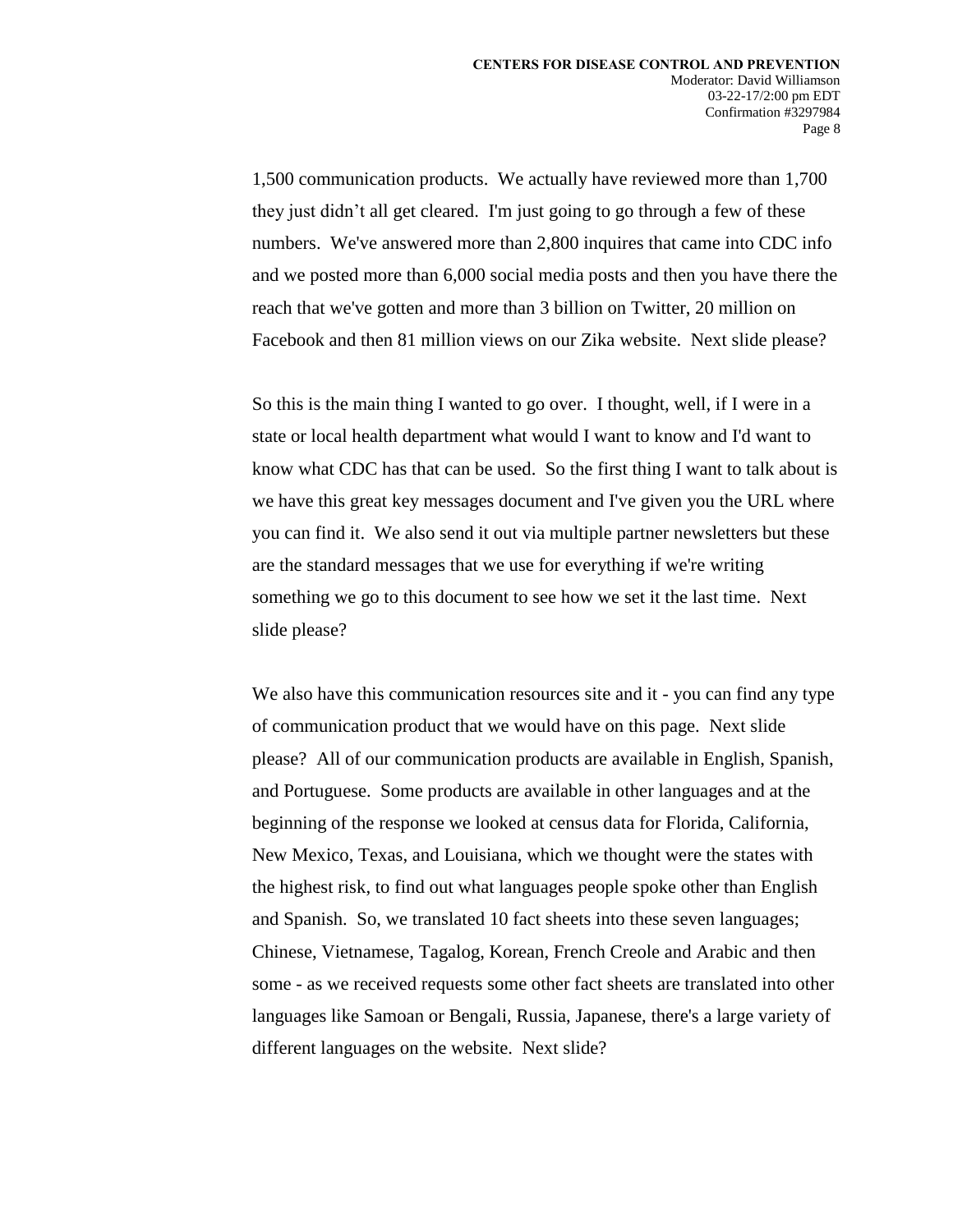1,500 communication products. We actually have reviewed more than 1,700 they just didn't all get cleared. I'm just going to go through a few of these numbers. We've answered more than 2,800 inquires that came into CDC info and we posted more than 6,000 social media posts and then you have there the reach that we've gotten and more than 3 billion on Twitter, 20 million on Facebook and then 81 million views on our Zika website. Next slide please?

So this is the main thing I wanted to go over. I thought, well, if I were in a state or local health department what would I want to know and I'd want to know what CDC has that can be used. So the first thing I want to talk about is we have this great key messages document and I've given you the URL where you can find it. We also send it out via multiple partner newsletters but these are the standard messages that we use for everything if we're writing something we go to this document to see how we set it the last time. Next slide please?

We also have this communication resources site and it - you can find any type of communication product that we would have on this page. Next slide please? All of our communication products are available in English, Spanish, and Portuguese. Some products are available in other languages and at the beginning of the response we looked at census data for Florida, California, New Mexico, Texas, and Louisiana, which we thought were the states with the highest risk, to find out what languages people spoke other than English and Spanish. So, we translated 10 fact sheets into these seven languages; Chinese, Vietnamese, Tagalog, Korean, French Creole and Arabic and then some - as we received requests some other fact sheets are translated into other languages like Samoan or Bengali, Russia, Japanese, there's a large variety of different languages on the website. Next slide?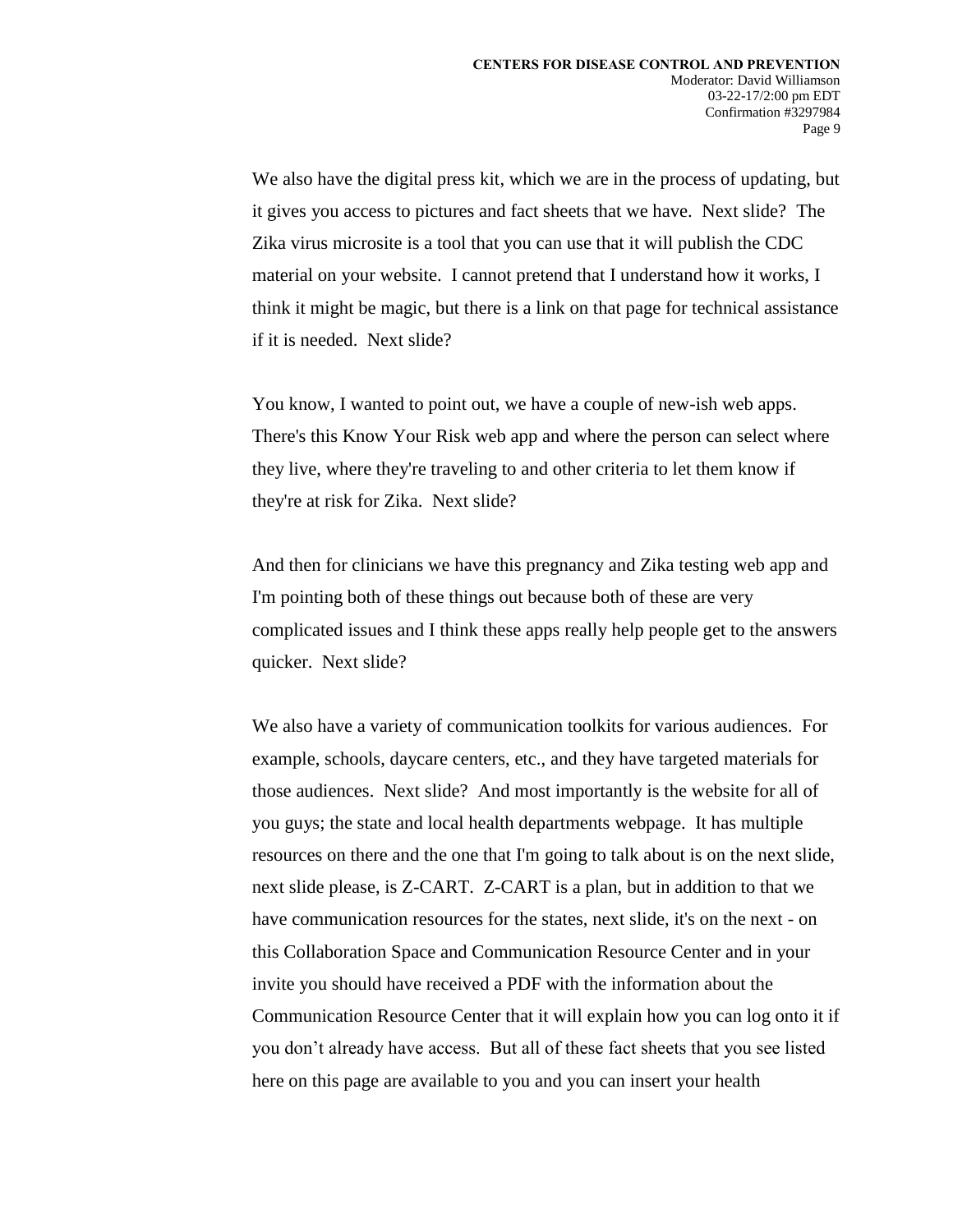We also have the digital press kit, which we are in the process of updating, but it gives you access to pictures and fact sheets that we have. Next slide? The Zika virus microsite is a tool that you can use that it will publish the CDC material on your website. I cannot pretend that I understand how it works, I think it might be magic, but there is a link on that page for technical assistance if it is needed. Next slide?

You know, I wanted to point out, we have a couple of new-ish web apps. There's this Know Your Risk web app and where the person can select where they live, where they're traveling to and other criteria to let them know if they're at risk for Zika. Next slide?

And then for clinicians we have this pregnancy and Zika testing web app and I'm pointing both of these things out because both of these are very complicated issues and I think these apps really help people get to the answers quicker. Next slide?

We also have a variety of communication toolkits for various audiences. For example, schools, daycare centers, etc., and they have targeted materials for those audiences. Next slide? And most importantly is the website for all of you guys; the state and local health departments webpage. It has multiple resources on there and the one that I'm going to talk about is on the next slide, next slide please, is Z-CART. Z-CART is a plan, but in addition to that we have communication resources for the states, next slide, it's on the next - on this Collaboration Space and Communication Resource Center and in your invite you should have received a PDF with the information about the Communication Resource Center that it will explain how you can log onto it if you don’t already have access. But all of these fact sheets that you see listed here on this page are available to you and you can insert your health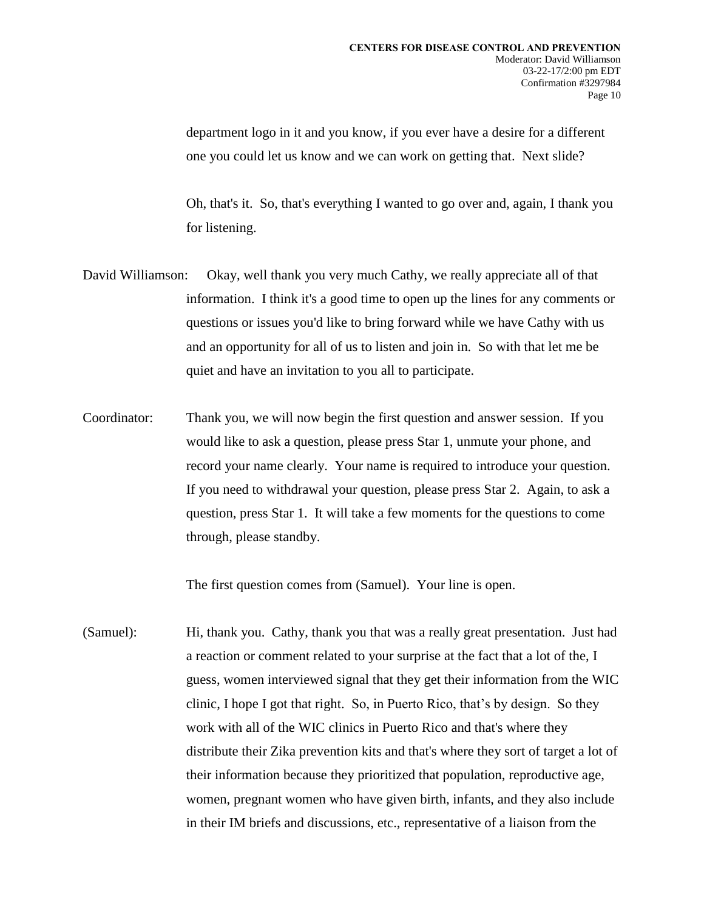department logo in it and you know, if you ever have a desire for a different one you could let us know and we can work on getting that. Next slide?

Oh, that's it. So, that's everything I wanted to go over and, again, I thank you for listening.

David Williamson: Okay, well thank you very much Cathy, we really appreciate all of that information. I think it's a good time to open up the lines for any comments or questions or issues you'd like to bring forward while we have Cathy with us and an opportunity for all of us to listen and join in. So with that let me be quiet and have an invitation to you all to participate.

Coordinator: Thank you, we will now begin the first question and answer session. If you would like to ask a question, please press Star 1, unmute your phone, and record your name clearly. Your name is required to introduce your question. If you need to withdrawal your question, please press Star 2. Again, to ask a question, press Star 1. It will take a few moments for the questions to come through, please standby.

The first question comes from (Samuel). Your line is open.

(Samuel): Hi, thank you. Cathy, thank you that was a really great presentation. Just had a reaction or comment related to your surprise at the fact that a lot of the, I guess, women interviewed signal that they get their information from the WIC clinic, I hope I got that right. So, in Puerto Rico, that's by design. So they work with all of the WIC clinics in Puerto Rico and that's where they distribute their Zika prevention kits and that's where they sort of target a lot of their information because they prioritized that population, reproductive age, women, pregnant women who have given birth, infants, and they also include in their IM briefs and discussions, etc., representative of a liaison from the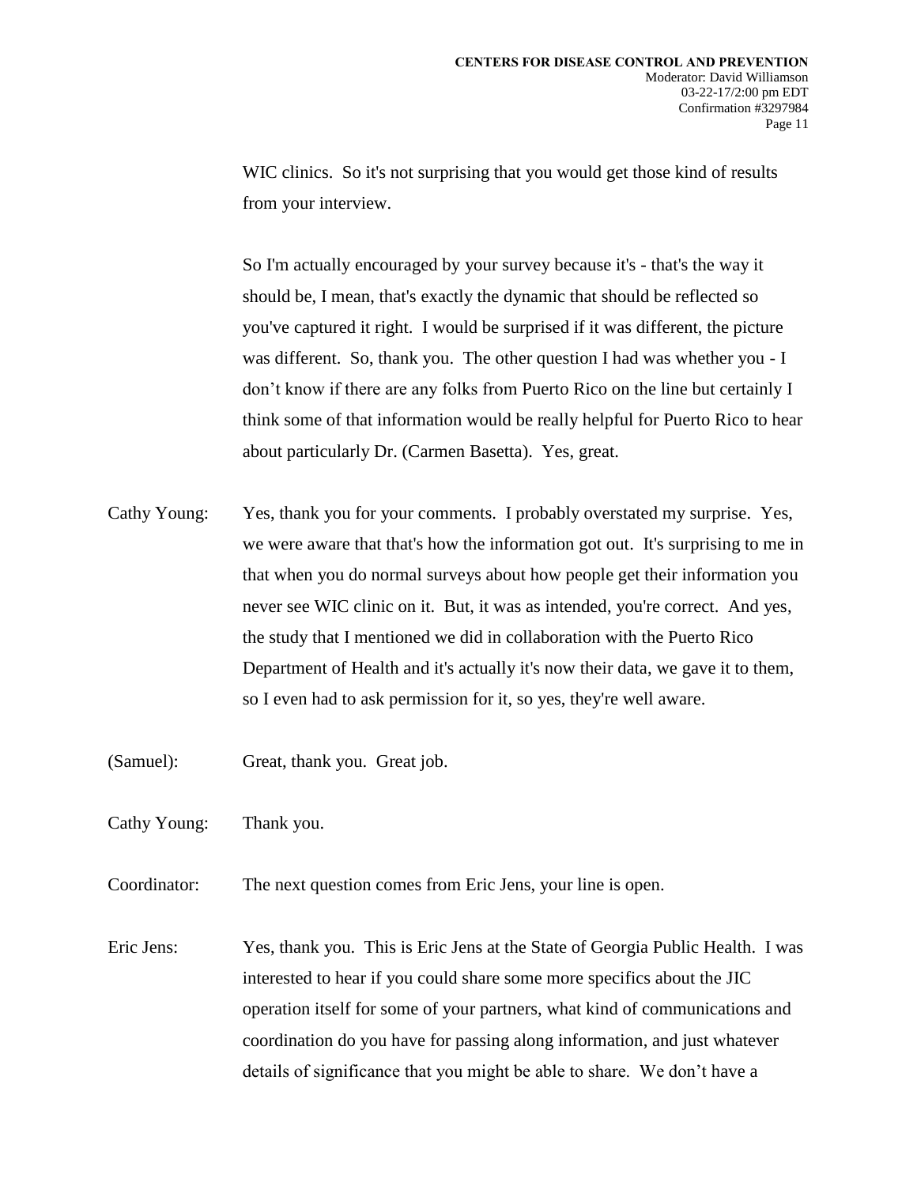WIC clinics. So it's not surprising that you would get those kind of results from your interview.

So I'm actually encouraged by your survey because it's - that's the way it should be, I mean, that's exactly the dynamic that should be reflected so you've captured it right. I would be surprised if it was different, the picture was different. So, thank you. The other question I had was whether you - I don't know if there are any folks from Puerto Rico on the line but certainly I think some of that information would be really helpful for Puerto Rico to hear about particularly Dr. (Carmen Basetta). Yes, great.

Cathy Young: Yes, thank you for your comments. I probably overstated my surprise. Yes, we were aware that that's how the information got out. It's surprising to me in that when you do normal surveys about how people get their information you never see WIC clinic on it. But, it was as intended, you're correct. And yes, the study that I mentioned we did in collaboration with the Puerto Rico Department of Health and it's actually it's now their data, we gave it to them, so I even had to ask permission for it, so yes, they're well aware.

(Samuel): Great, thank you. Great job.

Cathy Young: Thank you.

Coordinator: The next question comes from Eric Jens, your line is open.

Eric Jens: Yes, thank you. This is Eric Jens at the State of Georgia Public Health. I was interested to hear if you could share some more specifics about the JIC operation itself for some of your partners, what kind of communications and coordination do you have for passing along information, and just whatever details of significance that you might be able to share. We don't have a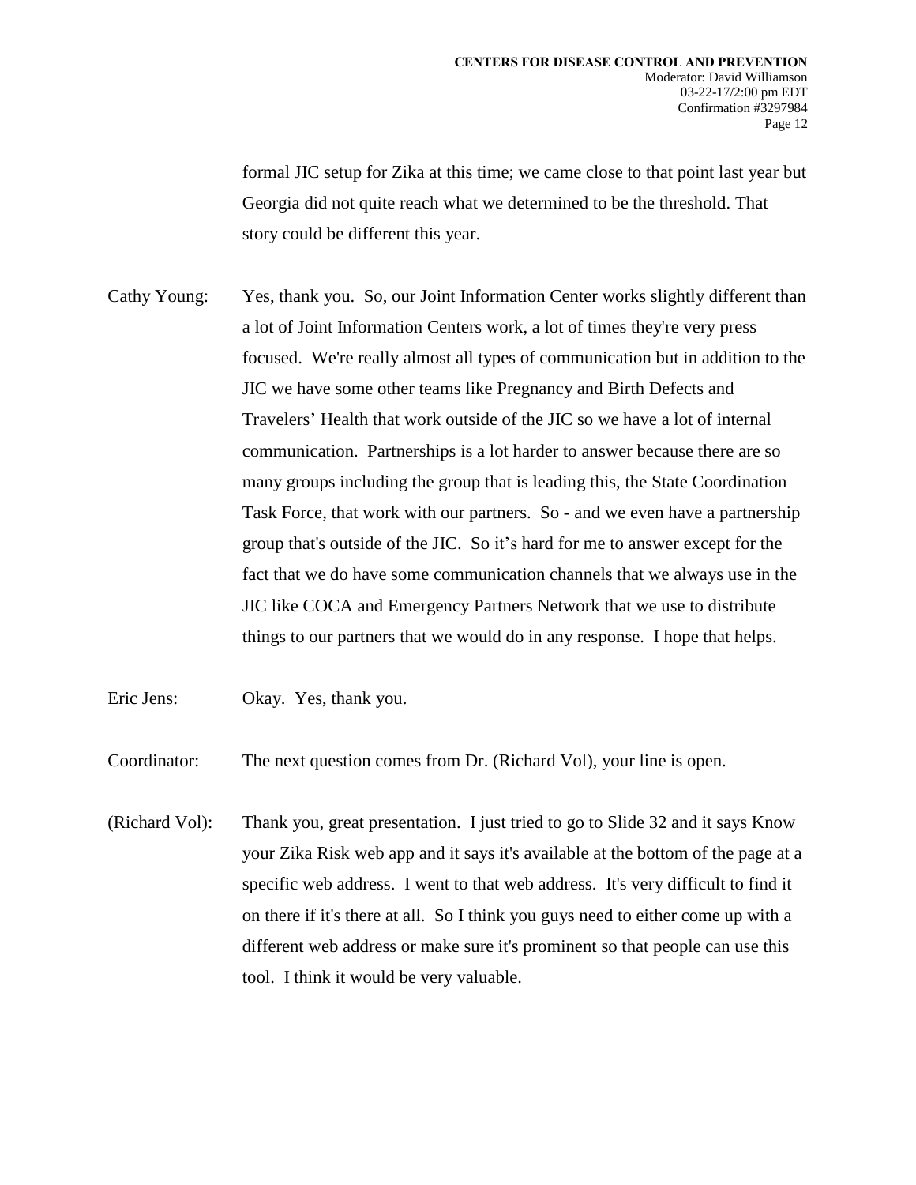formal JIC setup for Zika at this time; we came close to that point last year but Georgia did not quite reach what we determined to be the threshold. That story could be different this year.

Cathy Young: Yes, thank you. So, our Joint Information Center works slightly different than a lot of Joint Information Centers work, a lot of times they're very press focused. We're really almost all types of communication but in addition to the JIC we have some other teams like Pregnancy and Birth Defects and Travelers' Health that work outside of the JIC so we have a lot of internal communication. Partnerships is a lot harder to answer because there are so many groups including the group that is leading this, the State Coordination Task Force, that work with our partners. So - and we even have a partnership group that's outside of the JIC. So it's hard for me to answer except for the fact that we do have some communication channels that we always use in the JIC like COCA and Emergency Partners Network that we use to distribute things to our partners that we would do in any response. I hope that helps.

Eric Jens: Okay. Yes, thank you.

Coordinator: The next question comes from Dr. (Richard Vol), your line is open.

(Richard Vol): Thank you, great presentation. I just tried to go to Slide 32 and it says Know your Zika Risk web app and it says it's available at the bottom of the page at a specific web address. I went to that web address. It's very difficult to find it on there if it's there at all. So I think you guys need to either come up with a different web address or make sure it's prominent so that people can use this tool. I think it would be very valuable.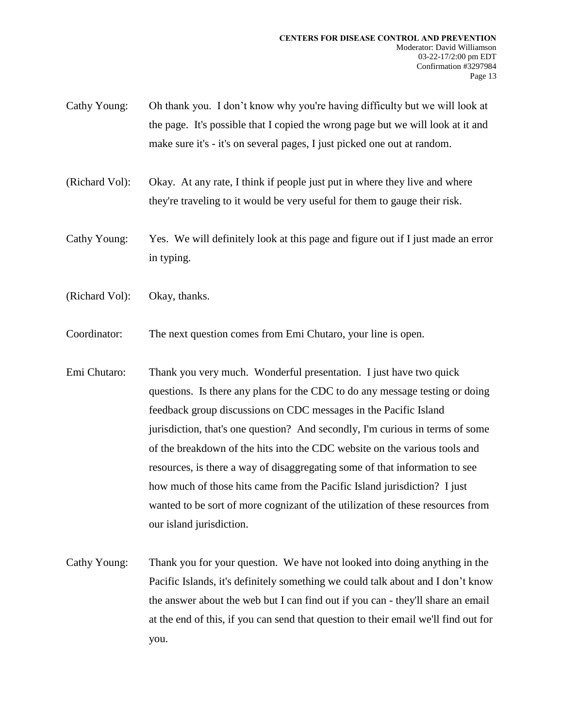Cathy Young: Oh thank you. I don't know why you're having difficulty but we will look at the page. It's possible that I copied the wrong page but we will look at it and make sure it's - it's on several pages, I just picked one out at random.

(Richard Vol): Okay. At any rate, I think if people just put in where they live and where they're traveling to it would be very useful for them to gauge their risk.

Cathy Young: Yes. We will definitely look at this page and figure out if I just made an error in typing.

(Richard Vol): Okay, thanks.

Coordinator: The next question comes from Emi Chutaro, your line is open.

Emi Chutaro: Thank you very much. Wonderful presentation. I just have two quick questions. Is there any plans for the CDC to do any message testing or doing feedback group discussions on CDC messages in the Pacific Island jurisdiction, that's one question? And secondly, I'm curious in terms of some of the breakdown of the hits into the CDC website on the various tools and resources, is there a way of disaggregating some of that information to see how much of those hits came from the Pacific Island jurisdiction? I just wanted to be sort of more cognizant of the utilization of these resources from our island jurisdiction.

Cathy Young: Thank you for your question. We have not looked into doing anything in the Pacific Islands, it's definitely something we could talk about and I don't know the answer about the web but I can find out if you can - they'll share an email at the end of this, if you can send that question to their email we'll find out for you.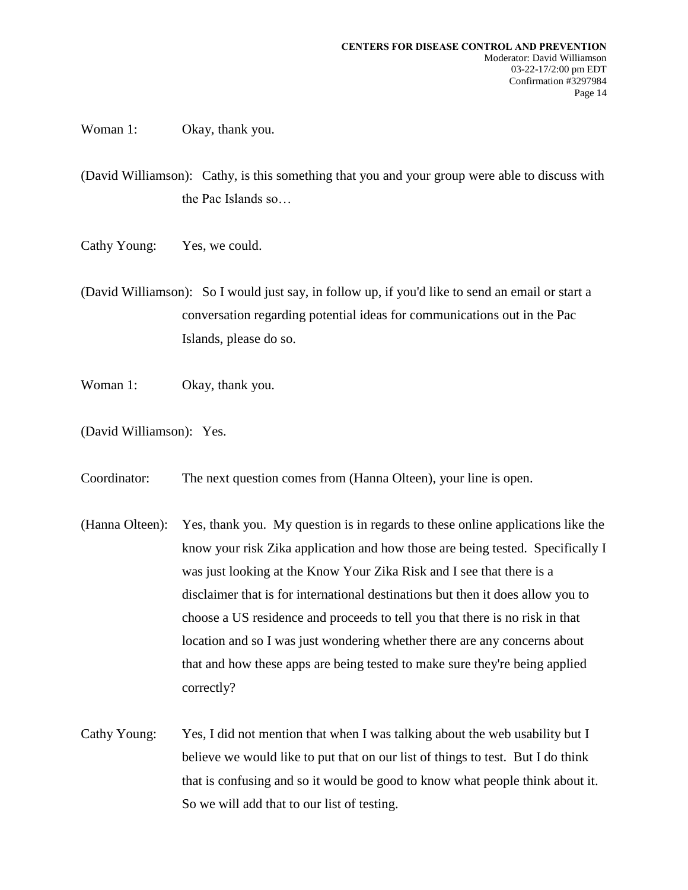Woman 1: Okay, thank you.

(David Williamson): Cathy, is this something that you and your group were able to discuss with the Pac Islands so…

Cathy Young: Yes, we could.

(David Williamson): So I would just say, in follow up, if you'd like to send an email or start a conversation regarding potential ideas for communications out in the Pac Islands, please do so.

Woman 1: Okay, thank you.

(David Williamson): Yes.

Coordinator: The next question comes from (Hanna Olteen), your line is open.

(Hanna Olteen): Yes, thank you. My question is in regards to these online applications like the know your risk Zika application and how those are being tested. Specifically I was just looking at the Know Your Zika Risk and I see that there is a disclaimer that is for international destinations but then it does allow you to choose a US residence and proceeds to tell you that there is no risk in that location and so I was just wondering whether there are any concerns about that and how these apps are being tested to make sure they're being applied correctly?

Cathy Young: Yes, I did not mention that when I was talking about the web usability but I believe we would like to put that on our list of things to test. But I do think that is confusing and so it would be good to know what people think about it. So we will add that to our list of testing.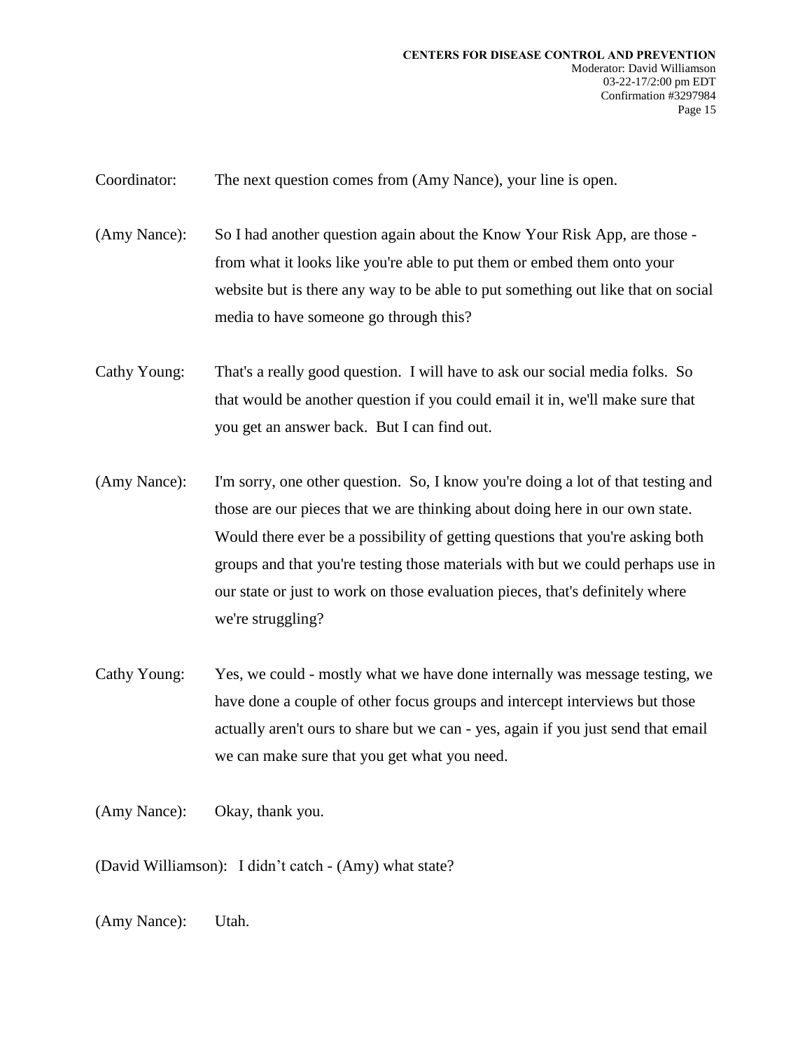Coordinator: The next question comes from (Amy Nance), your line is open.

(Amy Nance): So I had another question again about the Know Your Risk App, are those - from what it looks like you're able to put them or embed them onto your website but is there any way to be able to put something out like that on social media to have someone go through this?

Cathy Young: That's a really good question. I will have to ask our social media folks. So that would be another question if you could email it in, we'll make sure that you get an answer back. But I can find out.

(Amy Nance): I'm sorry, one other question. So, I know you're doing a lot of that testing and those are our pieces that we are thinking about doing here in our own state. Would there ever be a possibility of getting questions that you're asking both groups and that you're testing those materials with but we could perhaps use in our state or just to work on those evaluation pieces, that's definitely where we're struggling?

Cathy Young: Yes, we could - mostly what we have done internally was message testing, we have done a couple of other focus groups and intercept interviews but those actually aren't ours to share but we can - yes, again if you just send that email we can make sure that you get what you need.

(Amy Nance): Okay, thank you.

(David Williamson): I didn't catch - (Amy) what state?

(Amy Nance): Utah.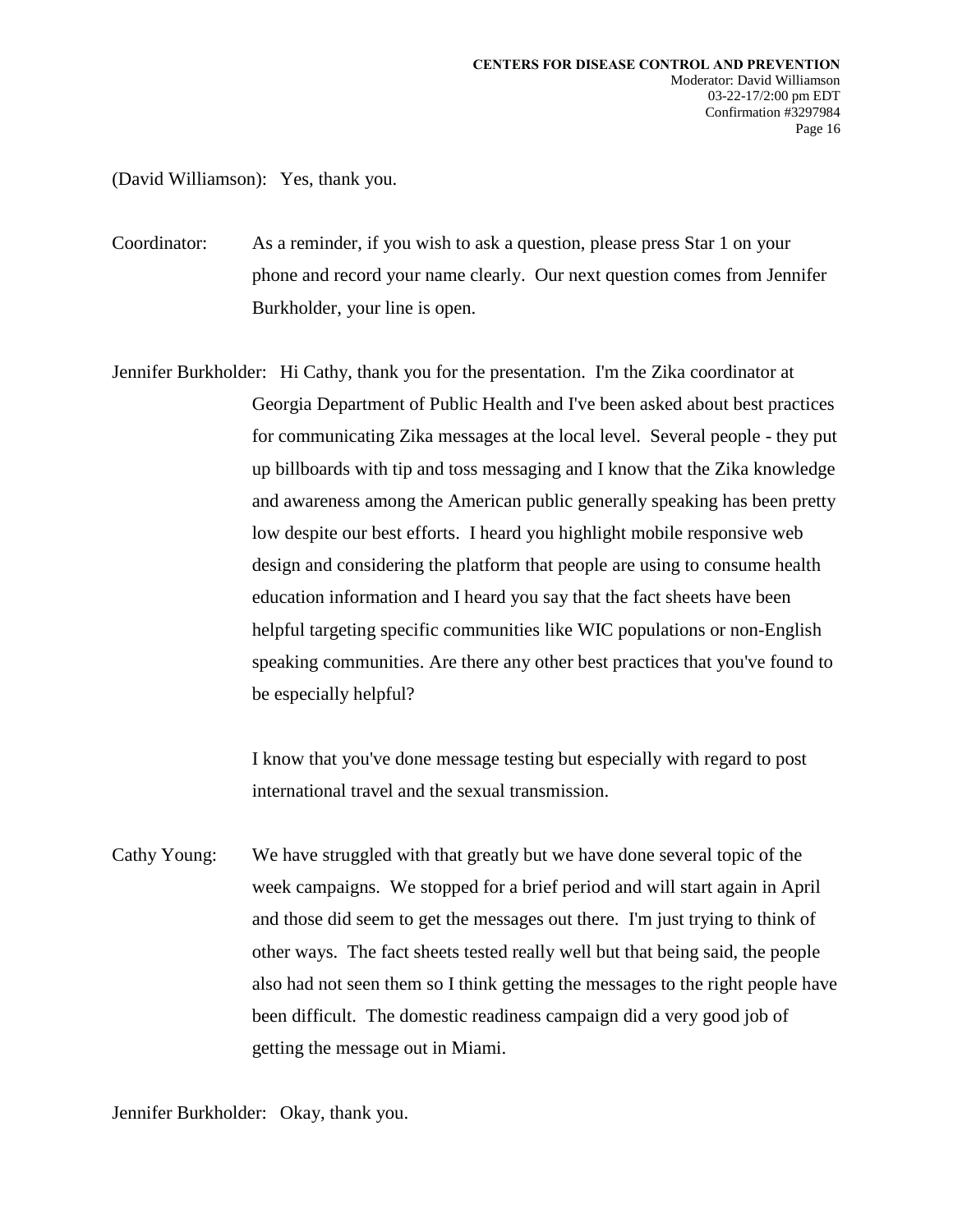(David Williamson): Yes, thank you.

Coordinator: As a reminder, if you wish to ask a question, please press Star 1 on your phone and record your name clearly. Our next question comes from Jennifer Burkholder, your line is open.

Jennifer Burkholder: Hi Cathy, thank you for the presentation. I'm the Zika coordinator at Georgia Department of Public Health and I've been asked about best practices for communicating Zika messages at the local level. Several people - they put up billboards with tip and toss messaging and I know that the Zika knowledge and awareness among the American public generally speaking has been pretty low despite our best efforts. I heard you highlight mobile responsive web design and considering the platform that people are using to consume health education information and I heard you say that the fact sheets have been helpful targeting specific communities like WIC populations or non-English speaking communities. Are there any other best practices that you've found to be especially helpful?

I know that you've done message testing but especially with regard to post international travel and the sexual transmission.

Cathy Young: We have struggled with that greatly but we have done several topic of the week campaigns. We stopped for a brief period and will start again in April and those did seem to get the messages out there. I'm just trying to think of other ways. The fact sheets tested really well but that being said, the people also had not seen them so I think getting the messages to the right people have been difficult. The domestic readiness campaign did a very good job of getting the message out in Miami.

Jennifer Burkholder: Okay, thank you.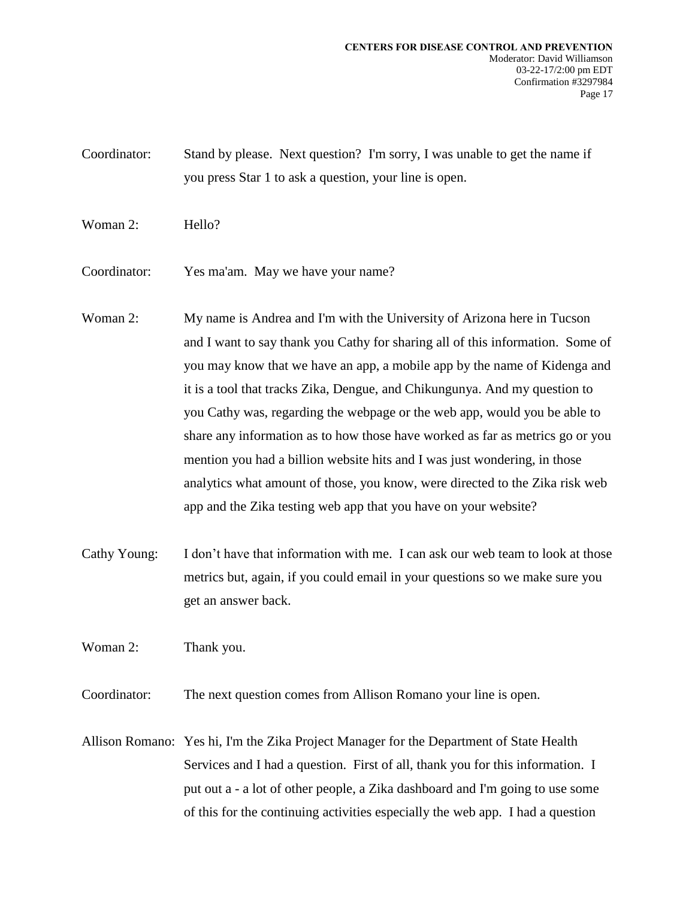Coordinator: Stand by please. Next question? I'm sorry, I was unable to get the name if you press Star 1 to ask a question, your line is open.

Woman 2: Hello?

Coordinator: Yes ma'am. May we have your name?

Woman 2: My name is Andrea and I'm with the University of Arizona here in Tucson and I want to say thank you Cathy for sharing all of this information. Some of you may know that we have an app, a mobile app by the name of Kidenga and it is a tool that tracks Zika, Dengue, and Chikungunya. And my question to you Cathy was, regarding the webpage or the web app, would you be able to share any information as to how those have worked as far as metrics go or you mention you had a billion website hits and I was just wondering, in those analytics what amount of those, you know, were directed to the Zika risk web app and the Zika testing web app that you have on your website?

Cathy Young: I don't have that information with me. I can ask our web team to look at those metrics but, again, if you could email in your questions so we make sure you get an answer back.

Woman 2: Thank you.

Coordinator: The next question comes from Allison Romano your line is open.

Allison Romano: Yes hi, I'm the Zika Project Manager for the Department of State Health Services and I had a question. First of all, thank you for this information. I put out a - a lot of other people, a Zika dashboard and I'm going to use some of this for the continuing activities especially the web app. I had a question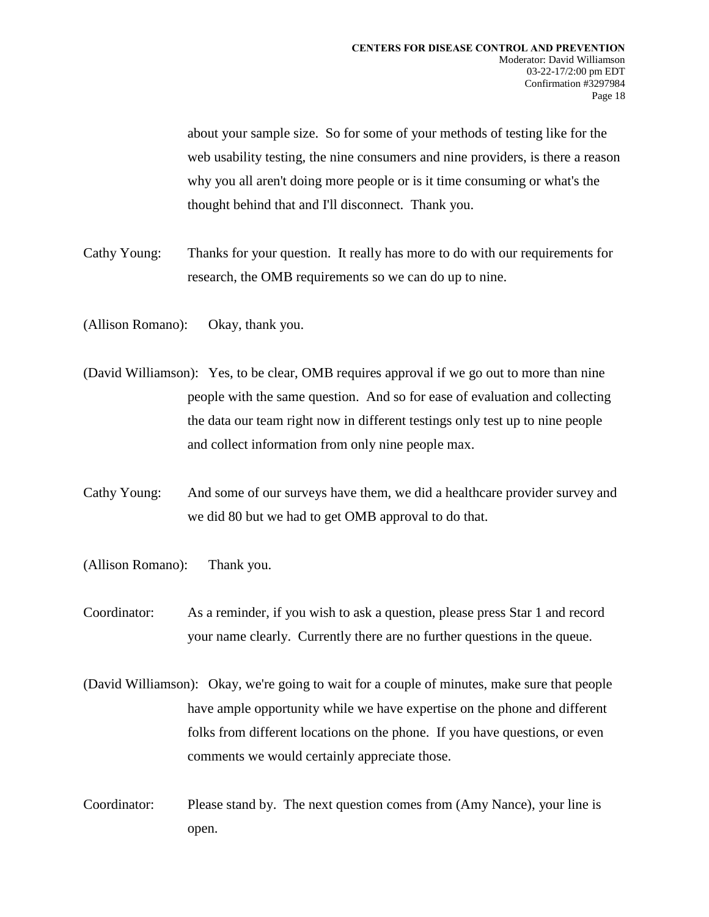about your sample size. So for some of your methods of testing like for the web usability testing, the nine consumers and nine providers, is there a reason why you all aren't doing more people or is it time consuming or what's the thought behind that and I'll disconnect. Thank you.

Cathy Young: Thanks for your question. It really has more to do with our requirements for research, the OMB requirements so we can do up to nine.

(Allison Romano): Okay, thank you.

(David Williamson): Yes, to be clear, OMB requires approval if we go out to more than nine people with the same question. And so for ease of evaluation and collecting the data our team right now in different testings only test up to nine people and collect information from only nine people max.

Cathy Young: And some of our surveys have them, we did a healthcare provider survey and we did 80 but we had to get OMB approval to do that.

(Allison Romano): Thank you.

Coordinator: As a reminder, if you wish to ask a question, please press Star 1 and record your name clearly. Currently there are no further questions in the queue.

(David Williamson): Okay, we're going to wait for a couple of minutes, make sure that people have ample opportunity while we have expertise on the phone and different folks from different locations on the phone. If you have questions, or even comments we would certainly appreciate those.

Coordinator: Please stand by. The next question comes from (Amy Nance), your line is open.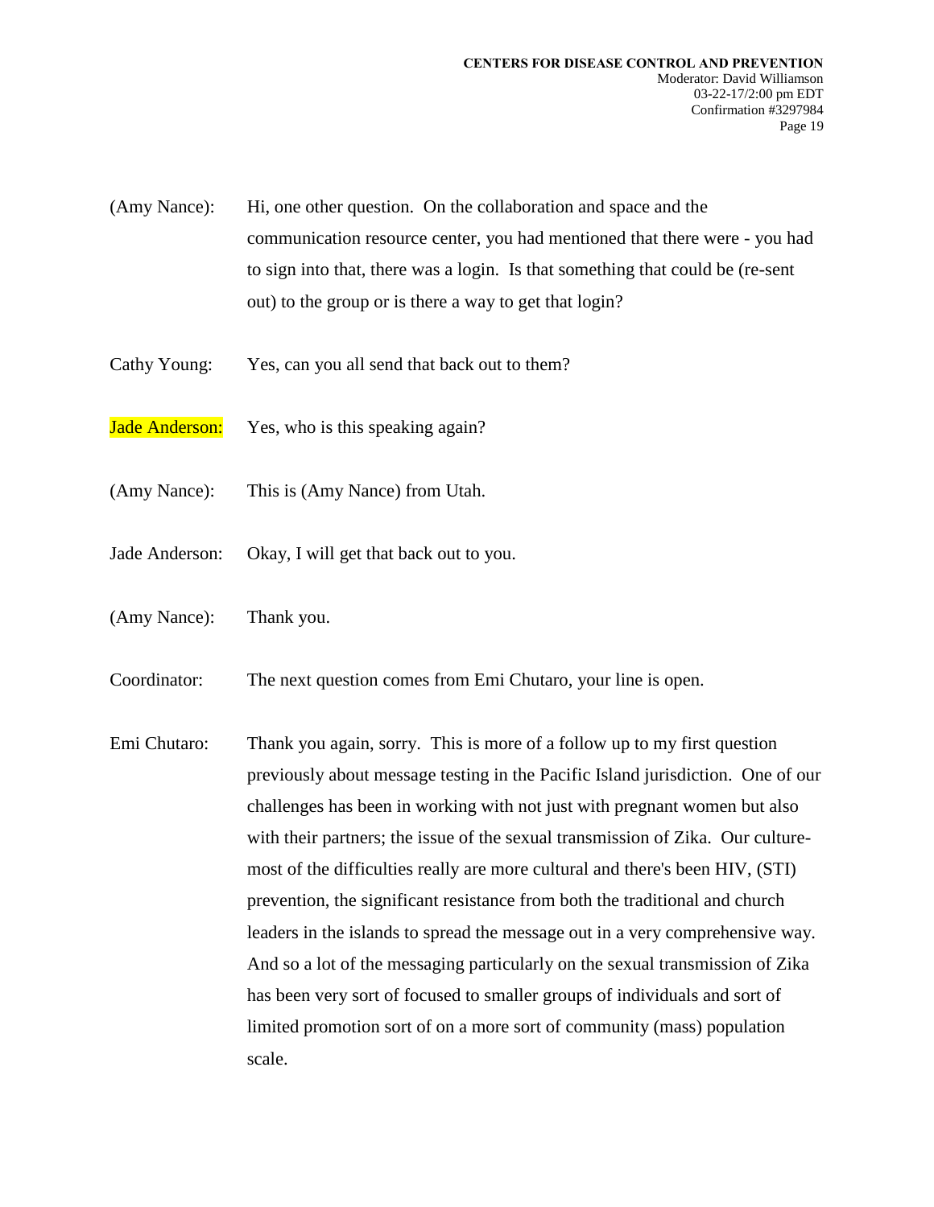(Amy Nance): Hi, one other question. On the collaboration and space and the communication resource center, you had mentioned that there were - you had to sign into that, there was a login. Is that something that could be (re-sent out) to the group or is there a way to get that login?

Cathy Young: Yes, can you all send that back out to them?

Jade Anderson: Yes, who is this speaking again?

(Amy Nance): This is (Amy Nance) from Utah.

Jade Anderson: Okay, I will get that back out to you.

(Amy Nance): Thank you.

Coordinator: The next question comes from Emi Chutaro, your line is open.

Emi Chutaro: Thank you again, sorry. This is more of a follow up to my first question previously about message testing in the Pacific Island jurisdiction. One of our challenges has been in working with not just with pregnant women but also with their partners; the issue of the sexual transmission of Zika. Our culture- most of the difficulties really are more cultural and there's been HIV, (STI) prevention, the significant resistance from both the traditional and church leaders in the islands to spread the message out in a very comprehensive way. And so a lot of the messaging particularly on the sexual transmission of Zika has been very sort of focused to smaller groups of individuals and sort of limited promotion sort of on a more sort of community (mass) population scale.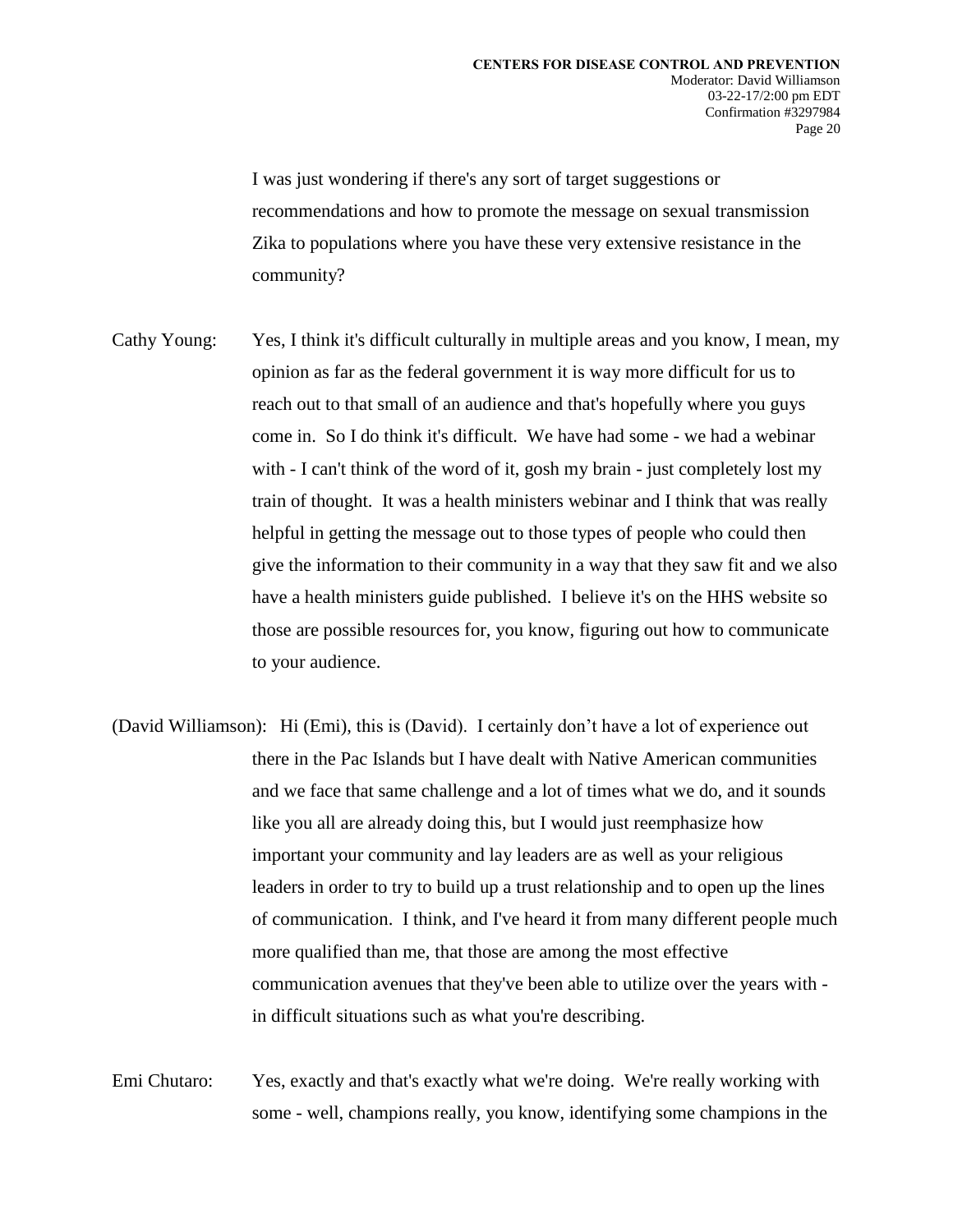I was just wondering if there's any sort of target suggestions or recommendations and how to promote the message on sexual transmission Zika to populations where you have these very extensive resistance in the community?

Cathy Young: Yes, I think it's difficult culturally in multiple areas and you know, I mean, my opinion as far as the federal government it is way more difficult for us to reach out to that small of an audience and that's hopefully where you guys come in. So I do think it's difficult. We have had some - we had a webinar with - I can't think of the word of it, gosh my brain - just completely lost my train of thought. It was a health ministers webinar and I think that was really helpful in getting the message out to those types of people who could then give the information to their community in a way that they saw fit and we also have a health ministers guide published. I believe it's on the HHS website so those are possible resources for, you know, figuring out how to communicate to your audience.

(David Williamson): Hi (Emi), this is (David). I certainly don't have a lot of experience out there in the Pac Islands but I have dealt with Native American communities and we face that same challenge and a lot of times what we do, and it sounds like you all are already doing this, but I would just reemphasize how important your community and lay leaders are as well as your religious leaders in order to try to build up a trust relationship and to open up the lines of communication. I think, and I've heard it from many different people much more qualified than me, that those are among the most effective communication avenues that they've been able to utilize over the years with - in difficult situations such as what you're describing.

Emi Chutaro: Yes, exactly and that's exactly what we're doing. We're really working with some - well, champions really, you know, identifying some champions in the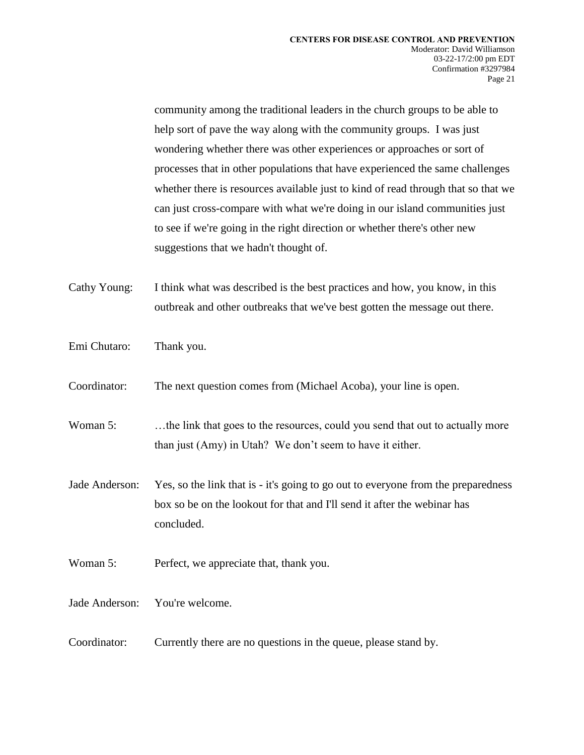community among the traditional leaders in the church groups to be able to help sort of pave the way along with the community groups. I was just wondering whether there was other experiences or approaches or sort of processes that in other populations that have experienced the same challenges whether there is resources available just to kind of read through that so that we can just cross-compare with what we're doing in our island communities just to see if we're going in the right direction or whether there's other new suggestions that we hadn't thought of.

Cathy Young: I think what was described is the best practices and how, you know, in this outbreak and other outbreaks that we've best gotten the message out there.

Emi Chutaro: Thank you.

Coordinator: The next question comes from (Michael Acoba), your line is open.

Woman 5: …the link that goes to the resources, could you send that out to actually more than just (Amy) in Utah? We don't seem to have it either.

Jade Anderson: Yes, so the link that is - it's going to go out to everyone from the preparedness box so be on the lookout for that and I'll send it after the webinar has concluded.

Woman 5: Perfect, we appreciate that, thank you.

Jade Anderson: You're welcome.

Coordinator: Currently there are no questions in the queue, please stand by.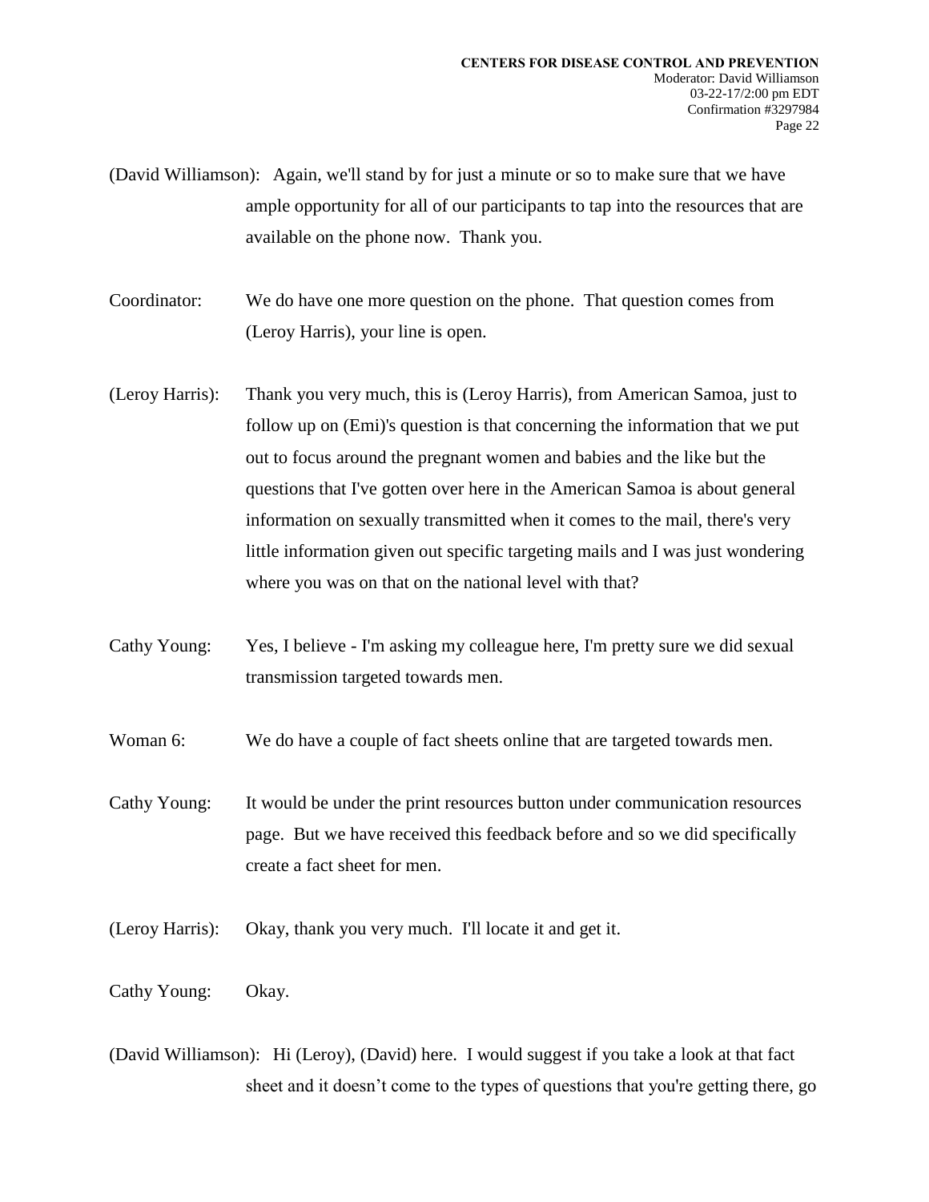(David Williamson): Again, we'll stand by for just a minute or so to make sure that we have ample opportunity for all of our participants to tap into the resources that are available on the phone now. Thank you.

Coordinator: We do have one more question on the phone. That question comes from (Leroy Harris), your line is open.

(Leroy Harris): Thank you very much, this is (Leroy Harris), from American Samoa, just to follow up on (Emi)'s question is that concerning the information that we put out to focus around the pregnant women and babies and the like but the questions that I've gotten over here in the American Samoa is about general information on sexually transmitted when it comes to the mail, there's very little information given out specific targeting mails and I was just wondering where you was on that on the national level with that?

Cathy Young: Yes, I believe - I'm asking my colleague here, I'm pretty sure we did sexual transmission targeted towards men.

Woman 6: We do have a couple of fact sheets online that are targeted towards men.

Cathy Young: It would be under the print resources button under communication resources page. But we have received this feedback before and so we did specifically create a fact sheet for men.

(Leroy Harris): Okay, thank you very much. I'll locate it and get it.

Cathy Young: Okay.

(David Williamson): Hi (Leroy), (David) here. I would suggest if you take a look at that fact sheet and it doesn’t come to the types of questions that you're getting there, go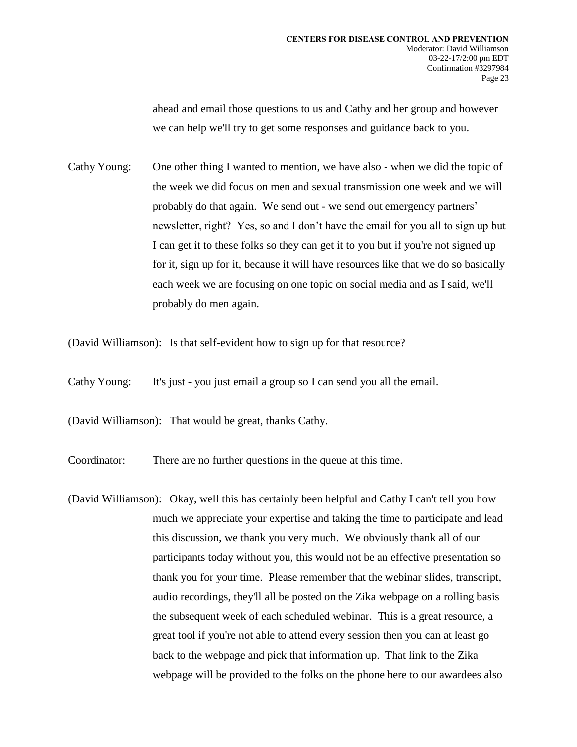ahead and email those questions to us and Cathy and her group and however we can help we'll try to get some responses and guidance back to you.

Cathy Young: One other thing I wanted to mention, we have also - when we did the topic of the week we did focus on men and sexual transmission one week and we will probably do that again. We send out - we send out emergency partners' newsletter, right? Yes, so and I don't have the email for you all to sign up but I can get it to these folks so they can get it to you but if you're not signed up for it, sign up for it, because it will have resources like that we do so basically each week we are focusing on one topic on social media and as I said, we'll probably do men again.

(David Williamson): Is that self-evident how to sign up for that resource?

Cathy Young: It's just - you just email a group so I can send you all the email.

(David Williamson): That would be great, thanks Cathy.

Coordinator: There are no further questions in the queue at this time.

(David Williamson): Okay, well this has certainly been helpful and Cathy I can't tell you how much we appreciate your expertise and taking the time to participate and lead this discussion, we thank you very much. We obviously thank all of our participants today without you, this would not be an effective presentation so thank you for your time. Please remember that the webinar slides, transcript, audio recordings, they'll all be posted on the Zika webpage on a rolling basis the subsequent week of each scheduled webinar. This is a great resource, a great tool if you're not able to attend every session then you can at least go back to the webpage and pick that information up. That link to the Zika webpage will be provided to the folks on the phone here to our awardees also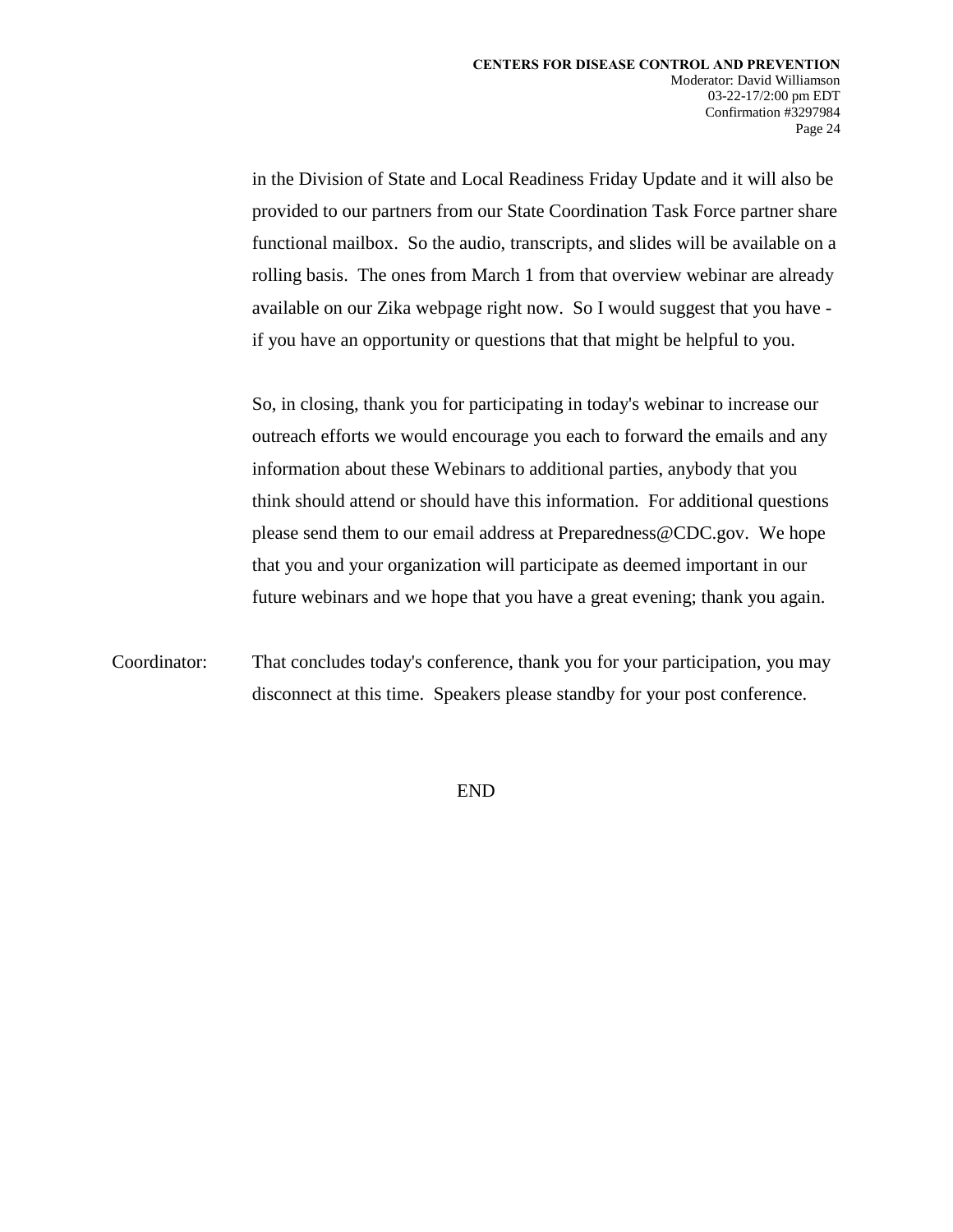in the Division of State and Local Readiness Friday Update and it will also be provided to our partners from our State Coordination Task Force partner share functional mailbox. So the audio, transcripts, and slides will be available on a rolling basis. The ones from March 1 from that overview webinar are already available on our Zika webpage right now. So I would suggest that you have - if you have an opportunity or questions that that might be helpful to you.

So, in closing, thank you for participating in today's webinar to increase our outreach efforts we would encourage you each to forward the emails and any information about these Webinars to additional parties, anybody that you think should attend or should have this information. For additional questions please send them to our email address at Preparedness@CDC.gov. We hope that you and your organization will participate as deemed important in our future webinars and we hope that you have a great evening; thank you again.

Coordinator: That concludes today's conference, thank you for your participation, you may disconnect at this time. Speakers please standby for your post conference.

END